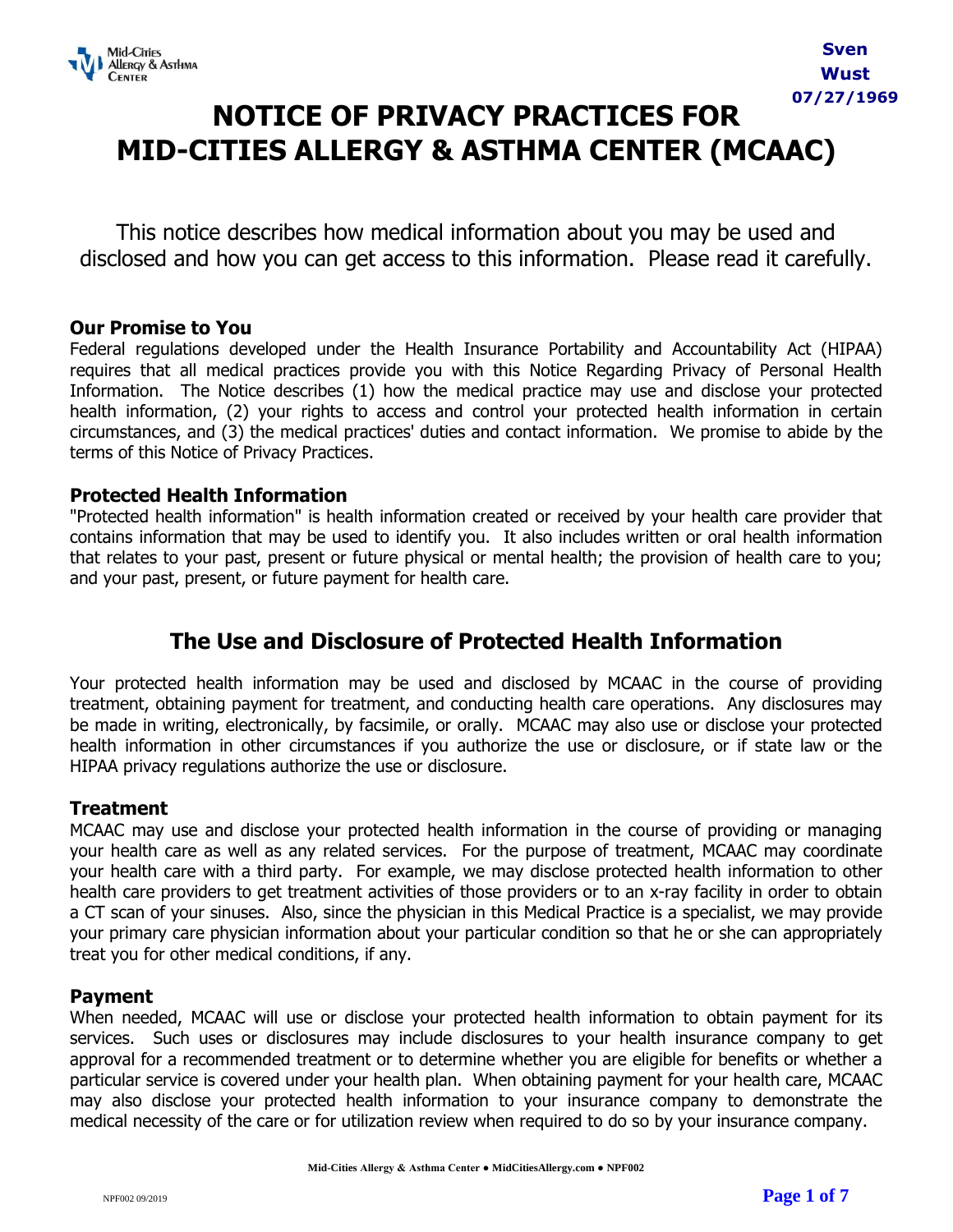Sven
Wust
07/27/1969

# NOTICE OF PRIVACY PRACTICES FOR MID-CITIES ALLERGY & ASTHMA CENTER (MCAAC)

This notice describes how medical information about you may be used and disclosed and how you can get access to this information. Please read it carefully.

### Our Promise to You

Federal regulations developed under the Health Insurance Portability and Accountability Act (HIPAA) requires that all medical practices provide you with this Notice Regarding Privacy of Personal Health Information. The Notice describes (1) how the medical practice may use and disclose your protected health information, (2) your rights to access and control your protected health information in certain circumstances, and (3) the medical practices' duties and contact information. We promise to abide by the terms of this Notice of Privacy Practices.

### Protected Health Information

"Protected health information" is health information created or received by your health care provider that contains information that may be used to identify you. It also includes written or oral health information that relates to your past, present or future physical or mental health; the provision of health care to you; and your past, present, or future payment for health care.

## The Use and Disclosure of Protected Health Information

Your protected health information may be used and disclosed by MCAAC in the course of providing treatment, obtaining payment for treatment, and conducting health care operations. Any disclosures may be made in writing, electronically, by facsimile, or orally. MCAAC may also use or disclose your protected health information in other circumstances if you authorize the use or disclosure, or if state law or the HIPAA privacy regulations authorize the use or disclosure.

### Treatment

MCAAC may use and disclose your protected health information in the course of providing or managing your health care as well as any related services. For the purpose of treatment, MCAAC may coordinate your health care with a third party. For example, we may disclose protected health information to other health care providers to get treatment activities of those providers or to an x-ray facility in order to obtain a CT scan of your sinuses. Also, since the physician in this Medical Practice is a specialist, we may provide your primary care physician information about your particular condition so that he or she can appropriately treat you for other medical conditions, if any.

### Payment

When needed, MCAAC will use or disclose your protected health information to obtain payment for its services. Such uses or disclosures may include disclosures to your health insurance company to get approval for a recommended treatment or to determine whether you are eligible for benefits or whether a particular service is covered under your health plan. When obtaining payment for your health care, MCAAC may also disclose your protected health information to your insurance company to demonstrate the medical necessity of the care or for utilization review when required to do so by your insurance company.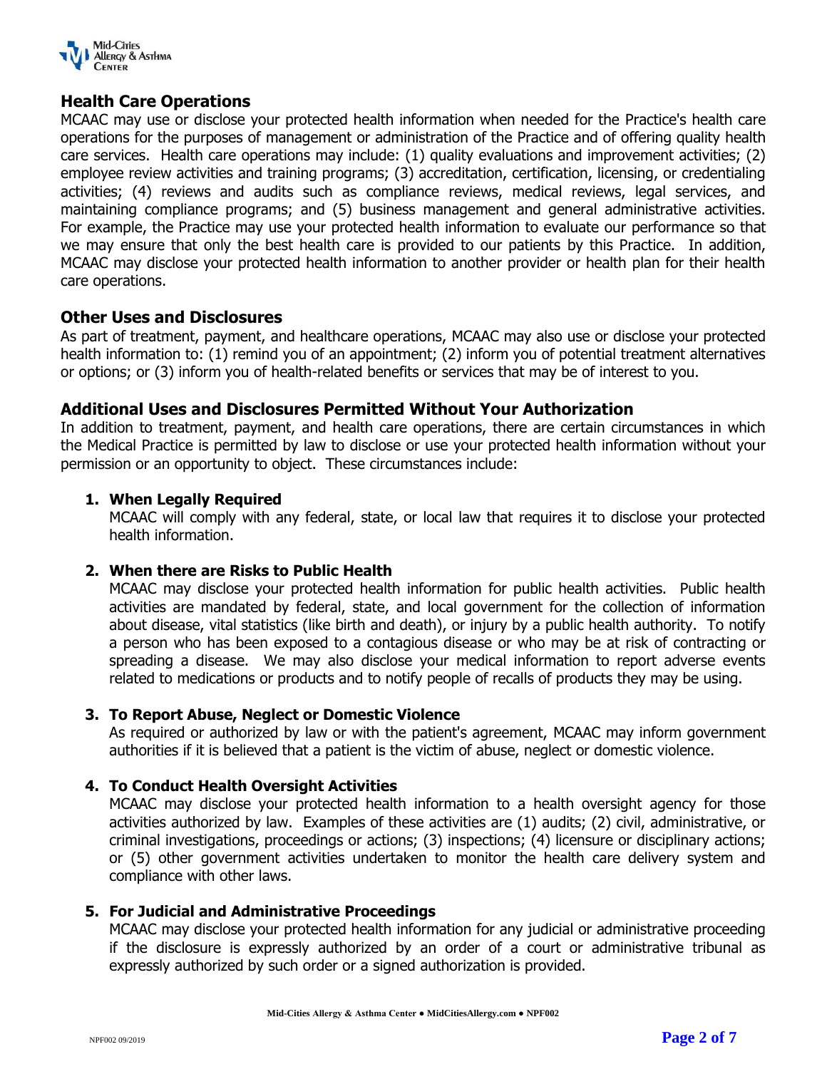## Health Care Operations

MCAAC may use or disclose your protected health information when needed for the Practice's health care operations for the purposes of management or administration of the Practice and of offering quality health care services. Health care operations may include: (1) quality evaluations and improvement activities; (2) employee review activities and training programs; (3) accreditation, certification, licensing, or credentialing activities; (4) reviews and audits such as compliance reviews, medical reviews, legal services, and maintaining compliance programs; and (5) business management and general administrative activities. For example, the Practice may use your protected health information to evaluate our performance so that we may ensure that only the best health care is provided to our patients by this Practice. In addition, MCAAC may disclose your protected health information to another provider or health plan for their health care operations.

## Other Uses and Disclosures

As part of treatment, payment, and healthcare operations, MCAAC may also use or disclose your protected health information to: (1) remind you of an appointment; (2) inform you of potential treatment alternatives or options; or (3) inform you of health-related benefits or services that may be of interest to you.

## Additional Uses and Disclosures Permitted Without Your Authorization

In addition to treatment, payment, and health care operations, there are certain circumstances in which the Medical Practice is permitted by law to disclose or use your protected health information without your permission or an opportunity to object. These circumstances include:

1. **When Legally Required**
   MCAAC will comply with any federal, state, or local law that requires it to disclose your protected health information.

2. **When there are Risks to Public Health**
   MCAAC may disclose your protected health information for public health activities. Public health activities are mandated by federal, state, and local government for the collection of information about disease, vital statistics (like birth and death), or injury by a public health authority. To notify a person who has been exposed to a contagious disease or who may be at risk of contracting or spreading a disease. We may also disclose your medical information to report adverse events related to medications or products and to notify people of recalls of products they may be using.

3. **To Report Abuse, Neglect or Domestic Violence**
   As required or authorized by law or with the patient's agreement, MCAAC may inform government authorities if it is believed that a patient is the victim of abuse, neglect or domestic violence.

4. **To Conduct Health Oversight Activities**
   MCAAC may disclose your protected health information to a health oversight agency for those activities authorized by law. Examples of these activities are (1) audits; (2) civil, administrative, or criminal investigations, proceedings or actions; (3) inspections; (4) licensure or disciplinary actions; or (5) other government activities undertaken to monitor the health care delivery system and compliance with other laws.

5. **For Judicial and Administrative Proceedings**
   MCAAC may disclose your protected health information for any judicial or administrative proceeding if the disclosure is expressly authorized by an order of a court or administrative tribunal as expressly authorized by such order or a signed authorization is provided.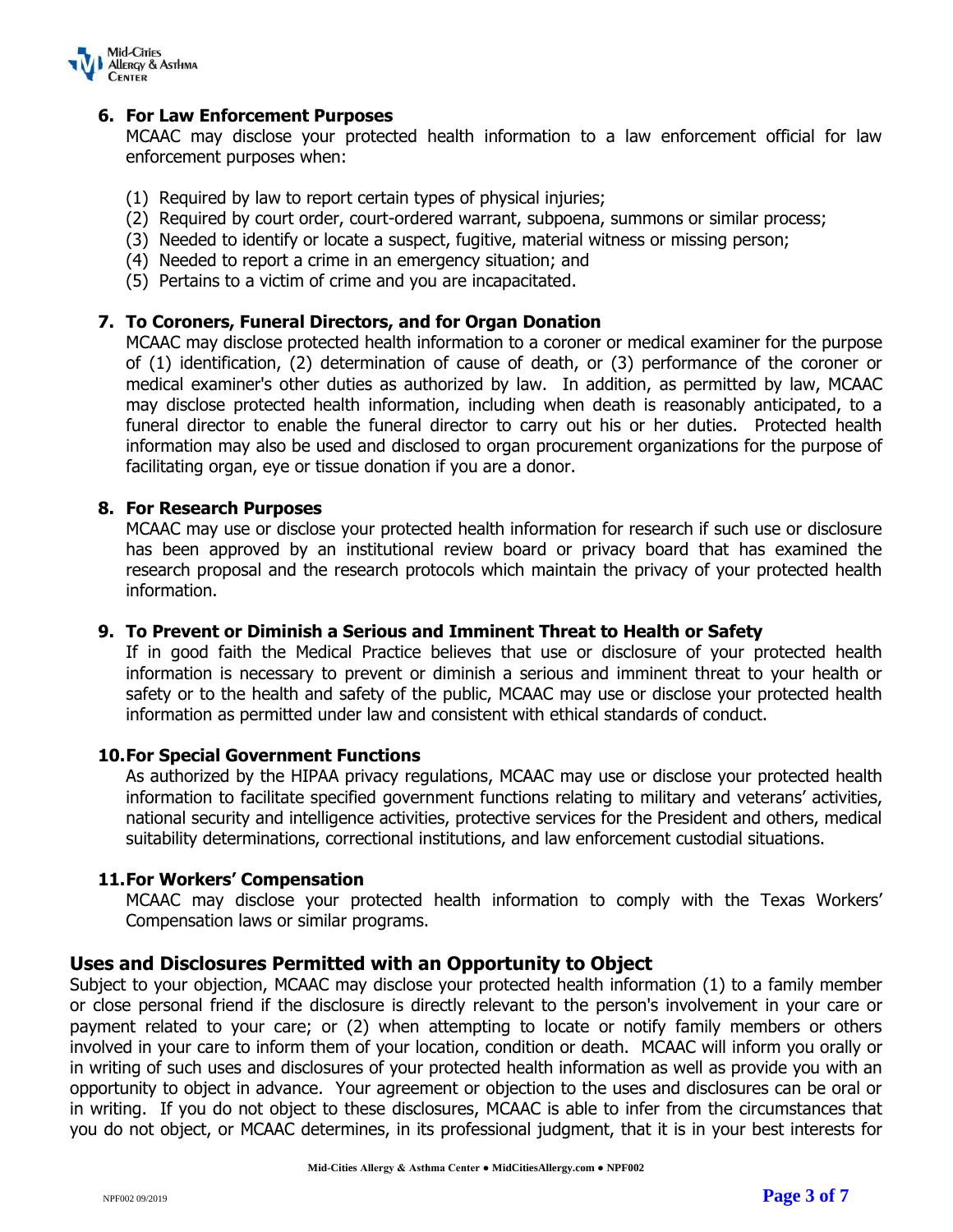### 6. For Law Enforcement Purposes

MCAAC may disclose your protected health information to a law enforcement official for law enforcement purposes when:

(1) Required by law to report certain types of physical injuries;
(2) Required by court order, court-ordered warrant, subpoena, summons or similar process;
(3) Needed to identify or locate a suspect, fugitive, material witness or missing person;
(4) Needed to report a crime in an emergency situation; and
(5) Pertains to a victim of crime and you are incapacitated.

### 7. To Coroners, Funeral Directors, and for Organ Donation

MCAAC may disclose protected health information to a coroner or medical examiner for the purpose of (1) identification, (2) determination of cause of death, or (3) performance of the coroner or medical examiner's other duties as authorized by law. In addition, as permitted by law, MCAAC may disclose protected health information, including when death is reasonably anticipated, to a funeral director to enable the funeral director to carry out his or her duties. Protected health information may also be used and disclosed to organ procurement organizations for the purpose of facilitating organ, eye or tissue donation if you are a donor.

### 8. For Research Purposes

MCAAC may use or disclose your protected health information for research if such use or disclosure has been approved by an institutional review board or privacy board that has examined the research proposal and the research protocols which maintain the privacy of your protected health information.

### 9. To Prevent or Diminish a Serious and Imminent Threat to Health or Safety

If in good faith the Medical Practice believes that use or disclosure of your protected health information is necessary to prevent or diminish a serious and imminent threat to your health or safety or to the health and safety of the public, MCAAC may use or disclose your protected health information as permitted under law and consistent with ethical standards of conduct.

### 10. For Special Government Functions

As authorized by the HIPAA privacy regulations, MCAAC may use or disclose your protected health information to facilitate specified government functions relating to military and veterans' activities, national security and intelligence activities, protective services for the President and others, medical suitability determinations, correctional institutions, and law enforcement custodial situations.

### 11. For Workers' Compensation

MCAAC may disclose your protected health information to comply with the Texas Workers' Compensation laws or similar programs.

## Uses and Disclosures Permitted with an Opportunity to Object

Subject to your objection, MCAAC may disclose your protected health information (1) to a family member or close personal friend if the disclosure is directly relevant to the person's involvement in your care or payment related to your care; or (2) when attempting to locate or notify family members or others involved in your care to inform them of your location, condition or death. MCAAC will inform you orally or in writing of such uses and disclosures of your protected health information as well as provide you with an opportunity to object in advance. Your agreement or objection to the uses and disclosures can be oral or in writing. If you do not object to these disclosures, MCAAC is able to infer from the circumstances that you do not object, or MCAAC determines, in its professional judgment, that it is in your best interests for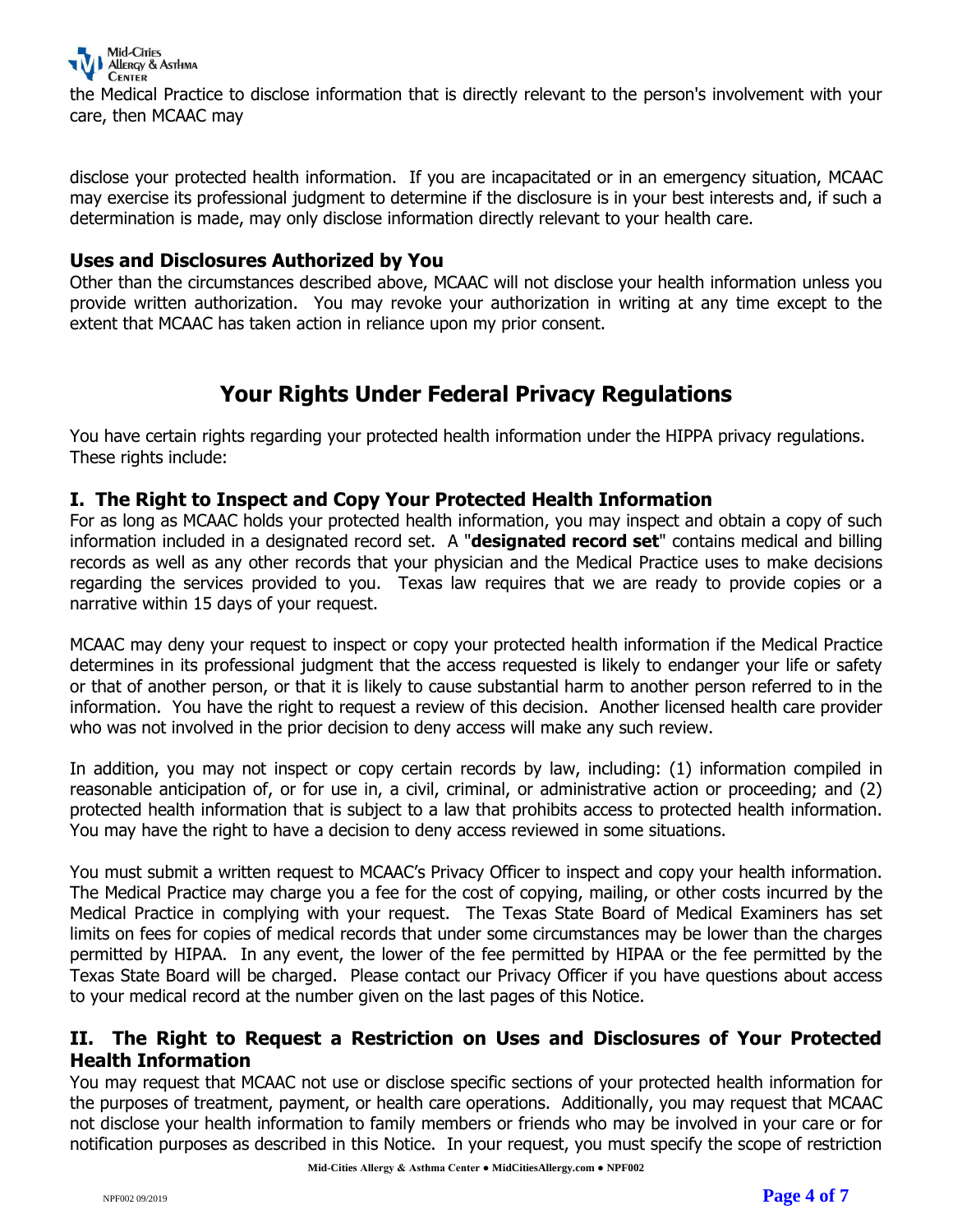the Medical Practice to disclose information that is directly relevant to the person's involvement with your care, then MCAAC may

disclose your protected health information. If you are incapacitated or in an emergency situation, MCAAC may exercise its professional judgment to determine if the disclosure is in your best interests and, if such a determination is made, may only disclose information directly relevant to your health care.

### Uses and Disclosures Authorized by You

Other than the circumstances described above, MCAAC will not disclose your health information unless you provide written authorization. You may revoke your authorization in writing at any time except to the extent that MCAAC has taken action in reliance upon my prior consent.

## Your Rights Under Federal Privacy Regulations

You have certain rights regarding your protected health information under the HIPPA privacy regulations. These rights include:

### I. The Right to Inspect and Copy Your Protected Health Information

For as long as MCAAC holds your protected health information, you may inspect and obtain a copy of such information included in a designated record set. A "**designated record set**" contains medical and billing records as well as any other records that your physician and the Medical Practice uses to make decisions regarding the services provided to you. Texas law requires that we are ready to provide copies or a narrative within 15 days of your request.

MCAAC may deny your request to inspect or copy your protected health information if the Medical Practice determines in its professional judgment that the access requested is likely to endanger your life or safety or that of another person, or that it is likely to cause substantial harm to another person referred to in the information. You have the right to request a review of this decision. Another licensed health care provider who was not involved in the prior decision to deny access will make any such review.

In addition, you may not inspect or copy certain records by law, including: (1) information compiled in reasonable anticipation of, or for use in, a civil, criminal, or administrative action or proceeding; and (2) protected health information that is subject to a law that prohibits access to protected health information. You may have the right to have a decision to deny access reviewed in some situations.

You must submit a written request to MCAAC's Privacy Officer to inspect and copy your health information. The Medical Practice may charge you a fee for the cost of copying, mailing, or other costs incurred by the Medical Practice in complying with your request. The Texas State Board of Medical Examiners has set limits on fees for copies of medical records that under some circumstances may be lower than the charges permitted by HIPAA. In any event, the lower of the fee permitted by HIPAA or the fee permitted by the Texas State Board will be charged. Please contact our Privacy Officer if you have questions about access to your medical record at the number given on the last pages of this Notice.

### II. The Right to Request a Restriction on Uses and Disclosures of Your Protected Health Information

You may request that MCAAC not use or disclose specific sections of your protected health information for the purposes of treatment, payment, or health care operations. Additionally, you may request that MCAAC not disclose your health information to family members or friends who may be involved in your care or for notification purposes as described in this Notice. In your request, you must specify the scope of restriction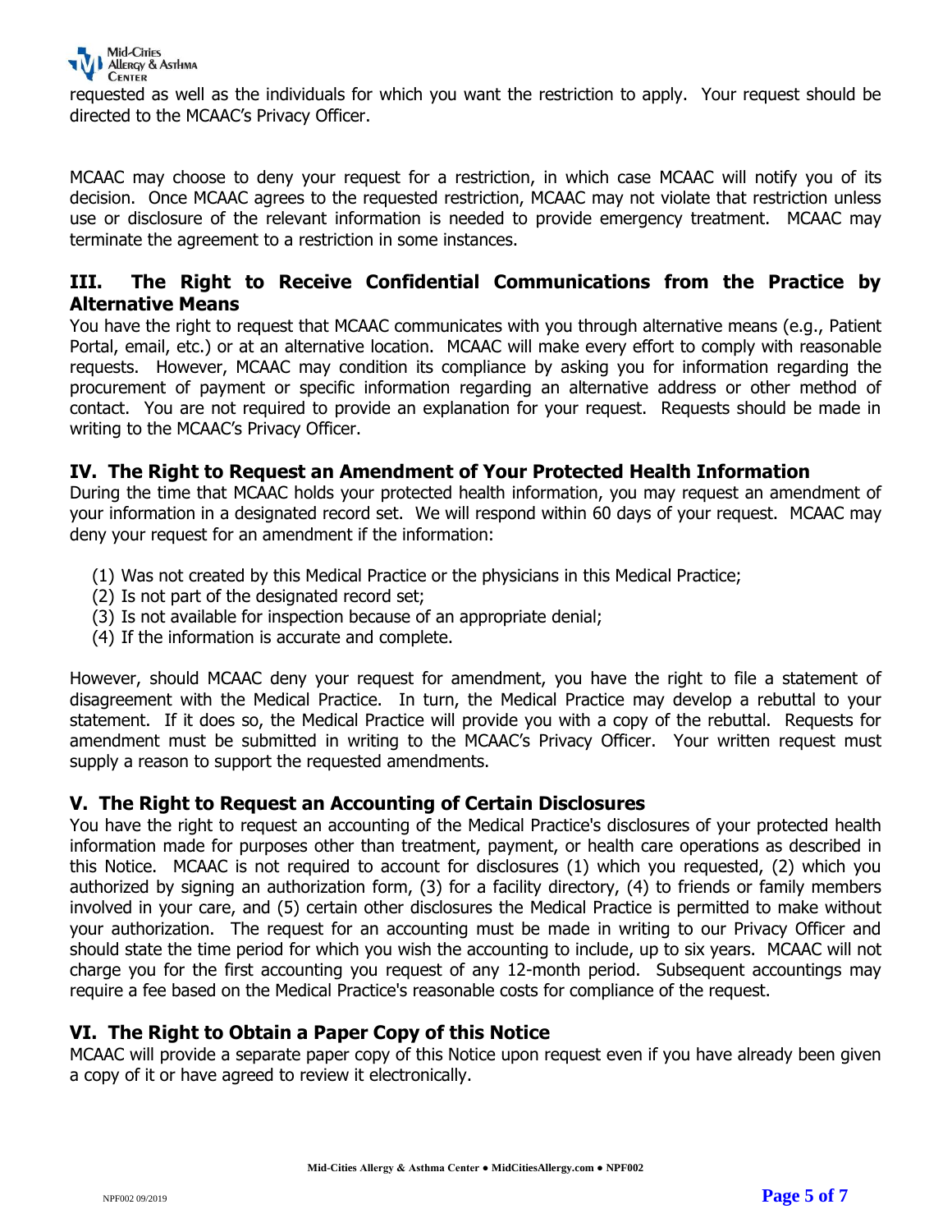requested as well as the individuals for which you want the restriction to apply. Your request should be directed to the MCAAC's Privacy Officer.

MCAAC may choose to deny your request for a restriction, in which case MCAAC will notify you of its decision. Once MCAAC agrees to the requested restriction, MCAAC may not violate that restriction unless use or disclosure of the relevant information is needed to provide emergency treatment. MCAAC may terminate the agreement to a restriction in some instances.

## III. The Right to Receive Confidential Communications from the Practice by Alternative Means

You have the right to request that MCAAC communicates with you through alternative means (e.g., Patient Portal, email, etc.) or at an alternative location. MCAAC will make every effort to comply with reasonable requests. However, MCAAC may condition its compliance by asking you for information regarding the procurement of payment or specific information regarding an alternative address or other method of contact. You are not required to provide an explanation for your request. Requests should be made in writing to the MCAAC's Privacy Officer.

## IV. The Right to Request an Amendment of Your Protected Health Information

During the time that MCAAC holds your protected health information, you may request an amendment of your information in a designated record set. We will respond within 60 days of your request. MCAAC may deny your request for an amendment if the information:

(1) Was not created by this Medical Practice or the physicians in this Medical Practice;
(2) Is not part of the designated record set;
(3) Is not available for inspection because of an appropriate denial;
(4) If the information is accurate and complete.

However, should MCAAC deny your request for amendment, you have the right to file a statement of disagreement with the Medical Practice. In turn, the Medical Practice may develop a rebuttal to your statement. If it does so, the Medical Practice will provide you with a copy of the rebuttal. Requests for amendment must be submitted in writing to the MCAAC's Privacy Officer. Your written request must supply a reason to support the requested amendments.

## V. The Right to Request an Accounting of Certain Disclosures

You have the right to request an accounting of the Medical Practice's disclosures of your protected health information made for purposes other than treatment, payment, or health care operations as described in this Notice. MCAAC is not required to account for disclosures (1) which you requested, (2) which you authorized by signing an authorization form, (3) for a facility directory, (4) to friends or family members involved in your care, and (5) certain other disclosures the Medical Practice is permitted to make without your authorization. The request for an accounting must be made in writing to our Privacy Officer and should state the time period for which you wish the accounting to include, up to six years. MCAAC will not charge you for the first accounting you request of any 12-month period. Subsequent accountings may require a fee based on the Medical Practice's reasonable costs for compliance of the request.

## VI. The Right to Obtain a Paper Copy of this Notice

MCAAC will provide a separate paper copy of this Notice upon request even if you have already been given a copy of it or have agreed to review it electronically.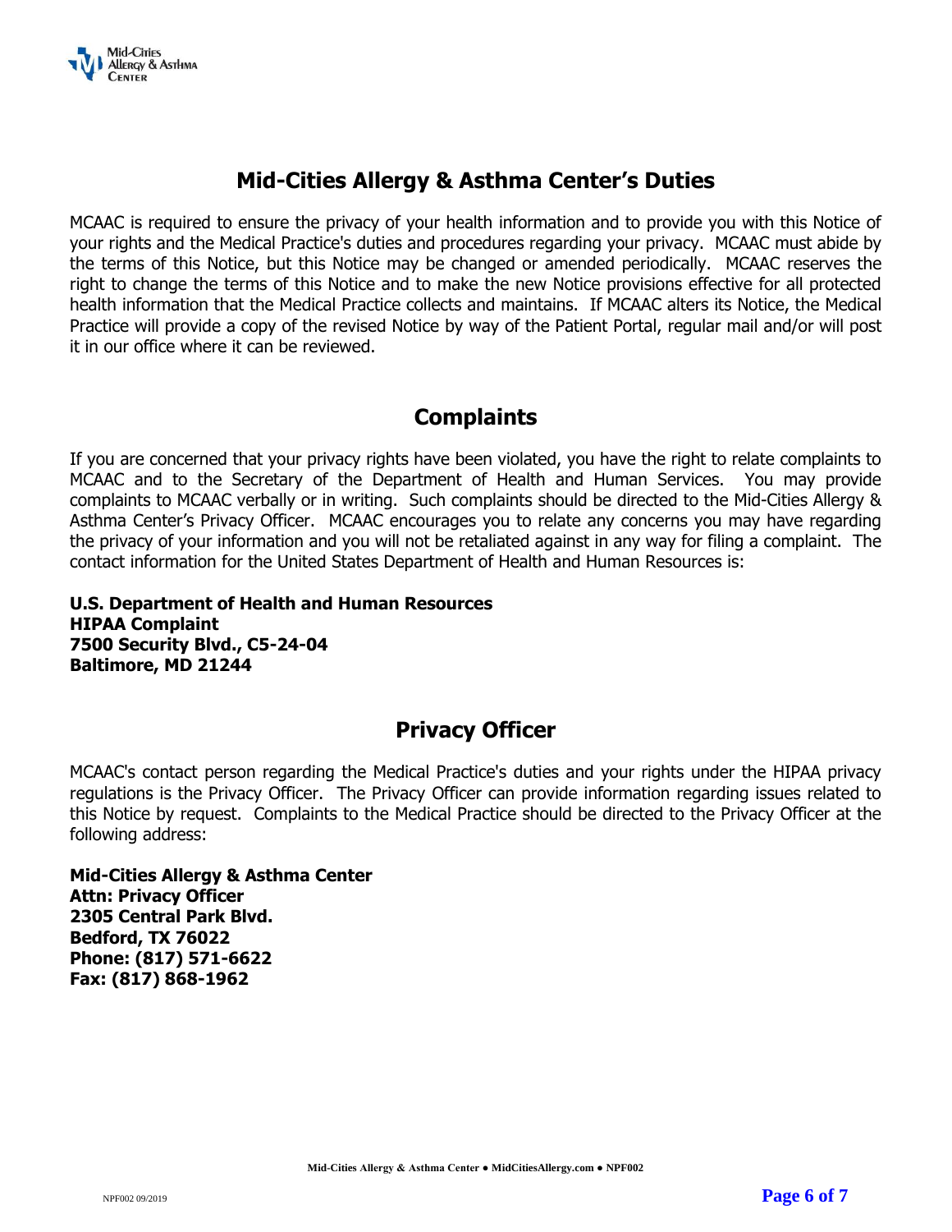## Mid-Cities Allergy & Asthma Center's Duties

MCAAC is required to ensure the privacy of your health information and to provide you with this Notice of your rights and the Medical Practice's duties and procedures regarding your privacy. MCAAC must abide by the terms of this Notice, but this Notice may be changed or amended periodically. MCAAC reserves the right to change the terms of this Notice and to make the new Notice provisions effective for all protected health information that the Medical Practice collects and maintains. If MCAAC alters its Notice, the Medical Practice will provide a copy of the revised Notice by way of the Patient Portal, regular mail and/or will post it in our office where it can be reviewed.

## Complaints

If you are concerned that your privacy rights have been violated, you have the right to relate complaints to MCAAC and to the Secretary of the Department of Health and Human Services. You may provide complaints to MCAAC verbally or in writing. Such complaints should be directed to the Mid-Cities Allergy & Asthma Center's Privacy Officer. MCAAC encourages you to relate any concerns you may have regarding the privacy of your information and you will not be retaliated against in any way for filing a complaint. The contact information for the United States Department of Health and Human Resources is:

**U.S. Department of Health and Human Resources**
**HIPAA Complaint**
**7500 Security Blvd., C5-24-04**
**Baltimore, MD 21244**

## Privacy Officer

MCAAC's contact person regarding the Medical Practice's duties and your rights under the HIPAA privacy regulations is the Privacy Officer. The Privacy Officer can provide information regarding issues related to this Notice by request. Complaints to the Medical Practice should be directed to the Privacy Officer at the following address:

**Mid-Cities Allergy & Asthma Center**
**Attn: Privacy Officer**
**2305 Central Park Blvd.**
**Bedford, TX 76022**
**Phone: (817) 571-6622**
**Fax: (817) 868-1962**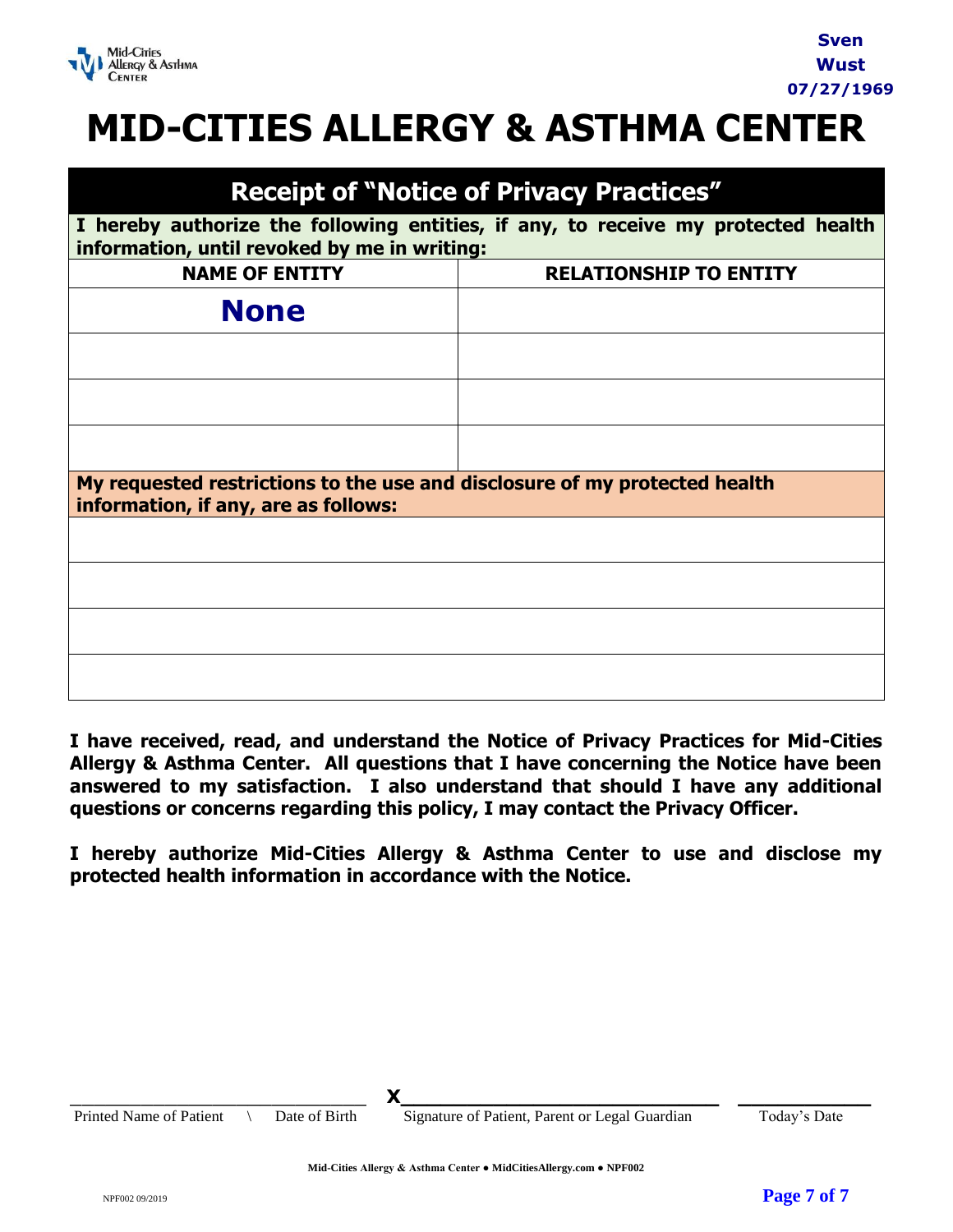Sven
Wust
07/27/1969

# MID-CITIES ALLERGY & ASTHMA CENTER

## Receipt of "Notice of Privacy Practices"

**I hereby authorize the following entities, if any, to receive my protected health information, until revoked by me in writing:**

| NAME OF ENTITY | RELATIONSHIP TO ENTITY |
|---|---|
| None | |
| | |
| | |
| | |

**My requested restrictions to the use and disclosure of my protected health information, if any, are as follows:**

| |
|---|
| |
| |
| |
| |

**I have received, read, and understand the Notice of Privacy Practices for Mid-Cities Allergy & Asthma Center. All questions that I have concerning the Notice have been answered to my satisfaction. I also understand that should I have any additional questions or concerns regarding this policy, I may contact the Privacy Officer.**

**I hereby authorize Mid-Cities Allergy & Asthma Center to use and disclose my protected health information in accordance with the Notice.**

\_\_\_\_\_\_\_\_\_\_\_\_\_\_\_\_\_\_\_\_\_\_\_\_\_\_\_\_\_\_ **X**\_\_\_\_\_\_\_\_\_\_\_\_\_\_\_\_\_\_\_\_\_\_\_\_\_\_\_\_\_\_ \_\_\_\_\_\_\_\_\_\_\_\_

Printed Name of Patient \ Date of Birth    Signature of Patient, Parent or Legal Guardian    Today's Date

**Mid-Cities Allergy & Asthma Center ● MidCitiesAllergy.com ● NPF002**

NPF002 09/2019